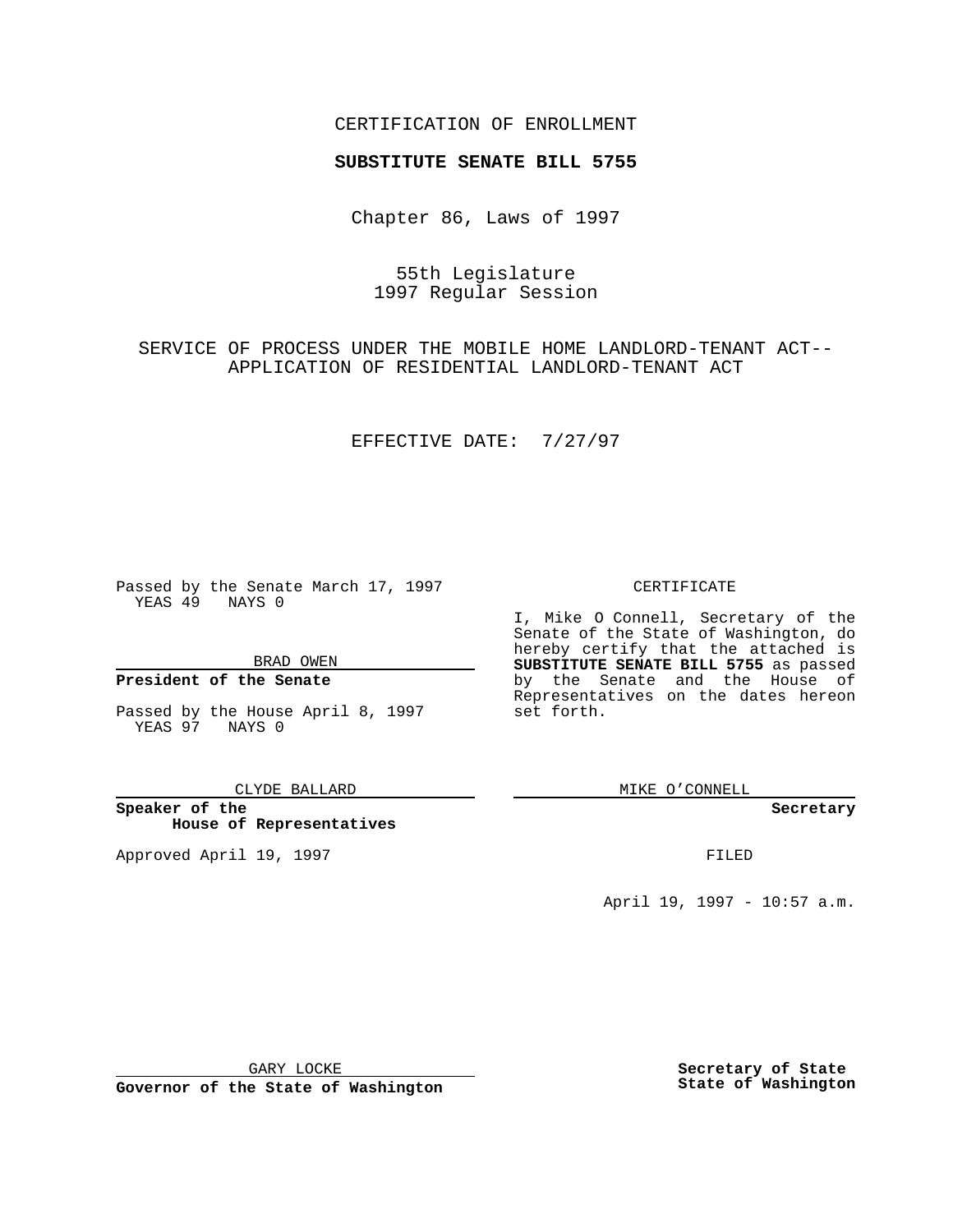CERTIFICATION OF ENROLLMENT

**SUBSTITUTE SENATE BILL 5755**

Chapter 86, Laws of 1997

55th Legislature
1997 Regular Session

SERVICE OF PROCESS UNDER THE MOBILE HOME LANDLORD-TENANT ACT--APPLICATION OF RESIDENTIAL LANDLORD-TENANT ACT

EFFECTIVE DATE: 7/27/97

Passed by the Senate March 17, 1997
YEAS 49 NAYS 0

BRAD OWEN

**President of the Senate**

Passed by the House April 8, 1997
YEAS 97 NAYS 0

CLYDE BALLARD

**Speaker of the House of Representatives**

Approved April 19, 1997

GARY LOCKE

**Governor of the State of Washington**

CERTIFICATE

I, Mike O Connell, Secretary of the Senate of the State of Washington, do hereby certify that the attached is **SUBSTITUTE SENATE BILL 5755** as passed by the Senate and the House of Representatives on the dates hereon set forth.

MIKE O'CONNELL

**Secretary**

FILED

April 19, 1997 - 10:57 a.m.

**Secretary of State**
**State of Washington**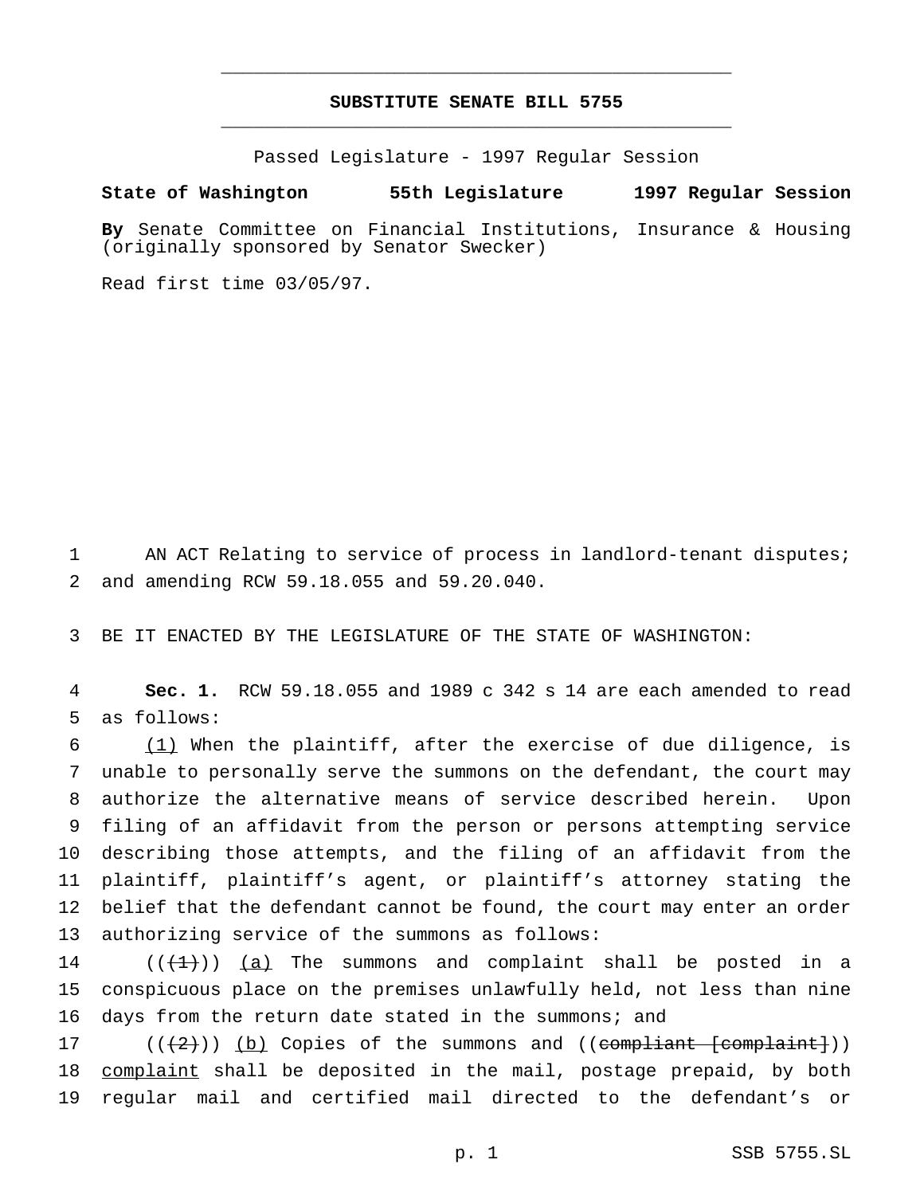# SUBSTITUTE SENATE BILL 5755

Passed Legislature - 1997 Regular Session

**State of Washington 55th Legislature 1997 Regular Session**

**By** Senate Committee on Financial Institutions, Insurance & Housing (originally sponsored by Senator Swecker)

Read first time 03/05/97.

1 AN ACT Relating to service of process in landlord-tenant disputes;
2 and amending RCW 59.18.055 and 59.20.040.

3 BE IT ENACTED BY THE LEGISLATURE OF THE STATE OF WASHINGTON:

4 **Sec. 1.** RCW 59.18.055 and 1989 c 342 s 14 are each amended to read
5 as follows:

6 (1) When the plaintiff, after the exercise of due diligence, is
7 unable to personally serve the summons on the defendant, the court may
8 authorize the alternative means of service described herein. Upon
9 filing of an affidavit from the person or persons attempting service
10 describing those attempts, and the filing of an affidavit from the
11 plaintiff, plaintiff's agent, or plaintiff's attorney stating the
12 belief that the defendant cannot be found, the court may enter an order
13 authorizing service of the summons as follows:

14 ((~~(1)~~)) (a) The summons and complaint shall be posted in a
15 conspicuous place on the premises unlawfully held, not less than nine
16 days from the return date stated in the summons; and

17 ((~~(2)~~)) (b) Copies of the summons and ((~~compliant [complaint]~~))
18 complaint shall be deposited in the mail, postage prepaid, by both
19 regular mail and certified mail directed to the defendant's or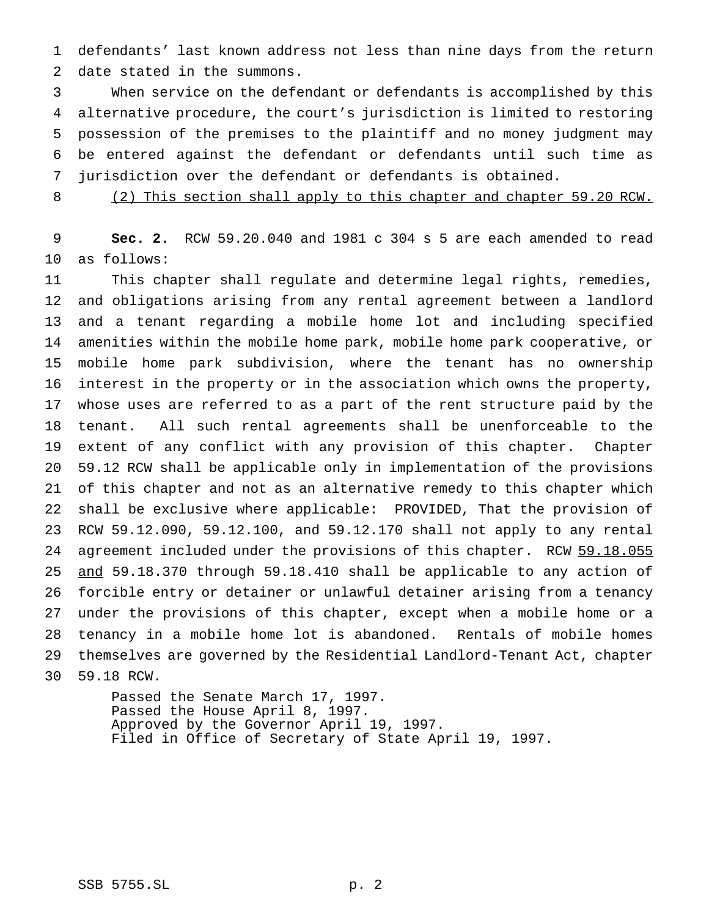defendants' last known address not less than nine days from the return date stated in the summons.

When service on the defendant or defendants is accomplished by this alternative procedure, the court's jurisdiction is limited to restoring possession of the premises to the plaintiff and no money judgment may be entered against the defendant or defendants until such time as jurisdiction over the defendant or defendants is obtained.

(2) This section shall apply to this chapter and chapter 59.20 RCW.

**Sec. 2.** RCW 59.20.040 and 1981 c 304 s 5 are each amended to read as follows:

This chapter shall regulate and determine legal rights, remedies, and obligations arising from any rental agreement between a landlord and a tenant regarding a mobile home lot and including specified amenities within the mobile home park, mobile home park cooperative, or mobile home park subdivision, where the tenant has no ownership interest in the property or in the association which owns the property, whose uses are referred to as a part of the rent structure paid by the tenant. All such rental agreements shall be unenforceable to the extent of any conflict with any provision of this chapter. Chapter 59.12 RCW shall be applicable only in implementation of the provisions of this chapter and not as an alternative remedy to this chapter which shall be exclusive where applicable: PROVIDED, That the provision of RCW 59.12.090, 59.12.100, and 59.12.170 shall not apply to any rental agreement included under the provisions of this chapter. RCW 59.18.055 and 59.18.370 through 59.18.410 shall be applicable to any action of forcible entry or detainer or unlawful detainer arising from a tenancy under the provisions of this chapter, except when a mobile home or a tenancy in a mobile home lot is abandoned. Rentals of mobile homes themselves are governed by the Residential Landlord-Tenant Act, chapter 59.18 RCW.

Passed the Senate March 17, 1997.
Passed the House April 8, 1997.
Approved by the Governor April 19, 1997.
Filed in Office of Secretary of State April 19, 1997.